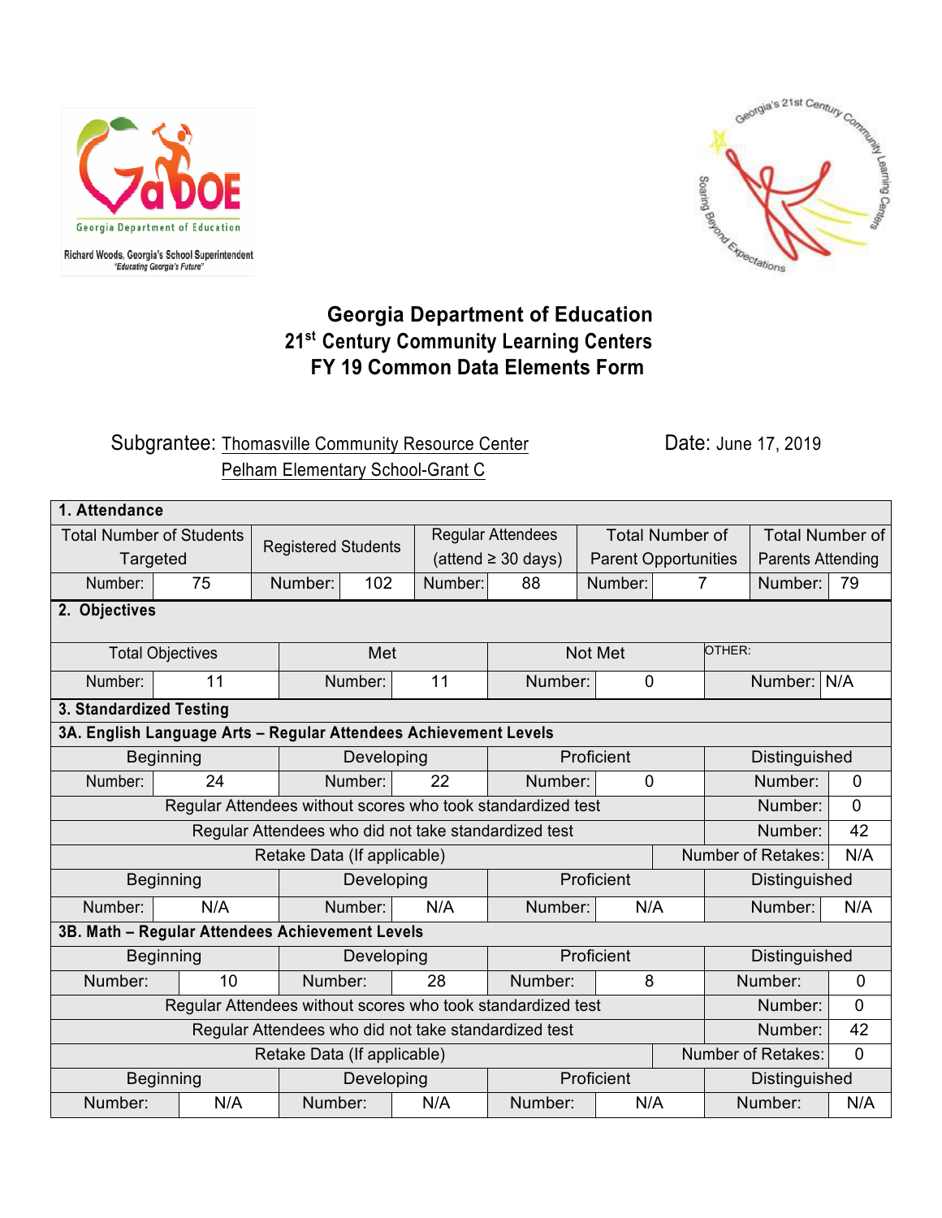Georgia Department of Education

Richard Woods, Georgia's School Superintendent
"Educating Georgia's Future"

Georgia's 21st Century Community Learning Centers
Soaring Beyond Expectations

# Georgia Department of Education
# 21st Century Community Learning Centers
# FY 19 Common Data Elements Form

Subgrantee: Thomasville Community Resource Center
Pelham Elementary School-Grant C

Date: June 17, 2019

| **1. Attendance** | | | | | | | | | |
|---|---|---|---|---|---|---|---|---|---|
| Total Number of Students Targeted | | Registered Students | | Regular Attendees (attend ≥ 30 days) | | Total Number of Parent Opportunities | | Total Number of Parents Attending | |
| Number: | 75 | Number: | 102 | Number: | 88 | Number: | 7 | Number: | 79 |

| **2. Objectives** | | | | | | | |
|---|---|---|---|---|---|---|---|
| Total Objectives | | Met | | Not Met | | OTHER: | |
| Number: | 11 | Number: | 11 | Number: | 0 | Number: | N/A |

| **3. Standardized Testing** | | | | | | | |
|---|---|---|---|---|---|---|---|
| **3A. English Language Arts – Regular Attendees Achievement Levels** | | | | | | | |
| Beginning | | Developing | | Proficient | | Distinguished | |
| Number: | 24 | Number: | 22 | Number: | 0 | Number: | 0 |
| Regular Attendees without scores who took standardized test | | | | | | Number: | 0 |
| Regular Attendees who did not take standardized test | | | | | | Number: | 42 |
| Retake Data (If applicable) | | | | | | Number of Retakes: | N/A |
| Beginning | | Developing | | Proficient | | Distinguished | |
| Number: | N/A | Number: | N/A | Number: | N/A | Number: | N/A |
| **3B. Math – Regular Attendees Achievement Levels** | | | | | | | |
| Beginning | | Developing | | Proficient | | Distinguished | |
| Number: | 10 | Number: | 28 | Number: | 8 | Number: | 0 |
| Regular Attendees without scores who took standardized test | | | | | | Number: | 0 |
| Regular Attendees who did not take standardized test | | | | | | Number: | 42 |
| Retake Data (If applicable) | | | | | | Number of Retakes: | 0 |
| Beginning | | Developing | | Proficient | | Distinguished | |
| Number: | N/A | Number: | N/A | Number: | N/A | Number: | N/A |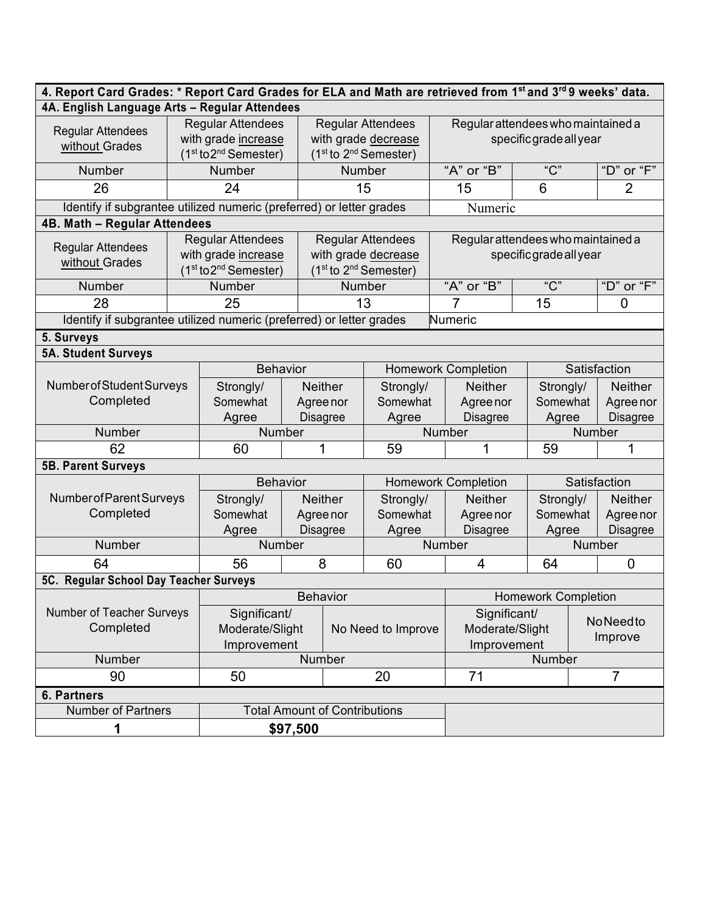## 4. Report Card Grades: * Report Card Grades for ELA and Math are retrieved from 1st and 3rd 9 weeks' data.

### 4A. English Language Arts – Regular Attendees

| Regular Attendees without Grades | Regular Attendees with grade increase (1st to 2nd Semester) | Regular Attendees with grade decrease (1st to 2nd Semester) | Regular attendees who maintained a specific grade all year | | |
|---|---|---|---|---|---|
| Number | Number | Number | "A" or "B" | "C" | "D" or "F" |
| 26 | 24 | 15 | 15 | 6 | 2 |
| Identify if subgrantee utilized numeric (preferred) or letter grades | | | Numeric | | |

### 4B. Math – Regular Attendees

| Regular Attendees without Grades | Regular Attendees with grade increase (1st to 2nd Semester) | Regular Attendees with grade decrease (1st to 2nd Semester) | Regular attendees who maintained a specific grade all year | | |
|---|---|---|---|---|---|
| Number | Number | Number | "A" or "B" | "C" | "D" or "F" |
| 28 | 25 | 13 | 7 | 15 | 0 |
| Identify if subgrantee utilized numeric (preferred) or letter grades | | | Numeric | | |

## 5. Surveys

### 5A. Student Surveys

| Number of Student Surveys Completed | Behavior | | Homework Completion | | Satisfaction | |
|---|---|---|---|---|---|---|
| | Strongly/ Somewhat Agree | Neither Agree nor Disagree | Strongly/ Somewhat Agree | Neither Agree nor Disagree | Strongly/ Somewhat Agree | Neither Agree nor Disagree |
| Number | Number | | Number | | Number | |
| 62 | 60 | 1 | 59 | 1 | 59 | 1 |

### 5B. Parent Surveys

| Number of Parent Surveys Completed | Behavior | | Homework Completion | | Satisfaction | |
|---|---|---|---|---|---|---|
| | Strongly/ Somewhat Agree | Neither Agree nor Disagree | Strongly/ Somewhat Agree | Neither Agree nor Disagree | Strongly/ Somewhat Agree | Neither Agree nor Disagree |
| Number | Number | | Number | | Number | |
| 64 | 56 | 8 | 60 | 4 | 64 | 0 |

### 5C. Regular School Day Teacher Surveys

| Number of Teacher Surveys Completed | Behavior | | Homework Completion | |
|---|---|---|---|---|
| | Significant/ Moderate/Slight Improvement | No Need to Improve | Significant/ Moderate/Slight Improvement | No Need to Improve |
| Number | Number | | Number | |
| 90 | 50 | 20 | 71 | 7 |

## 6. Partners

| Number of Partners | Total Amount of Contributions |
|---|---|
| **1** | **$97,500** |